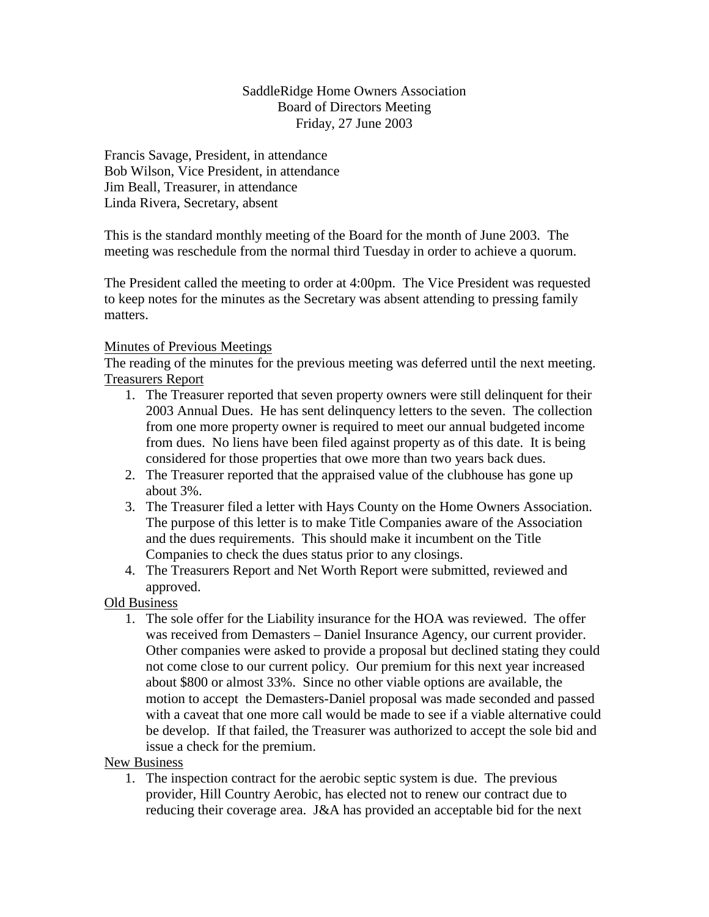SaddleRidge Home Owners Association
Board of Directors Meeting
Friday, 27 June 2003

Francis Savage, President, in attendance
Bob Wilson, Vice President, in attendance
Jim Beall, Treasurer, in attendance
Linda Rivera, Secretary, absent

This is the standard monthly meeting of the Board for the month of June 2003. The meeting was reschedule from the normal third Tuesday in order to achieve a quorum.

The President called the meeting to order at 4:00pm. The Vice President was requested to keep notes for the minutes as the Secretary was absent attending to pressing family matters.

<u>Minutes of Previous Meetings</u>
The reading of the minutes for the previous meeting was deferred until the next meeting.

<u>Treasurers Report</u>

1. The Treasurer reported that seven property owners were still delinquent for their 2003 Annual Dues. He has sent delinquency letters to the seven. The collection from one more property owner is required to meet our annual budgeted income from dues. No liens have been filed against property as of this date. It is being considered for those properties that owe more than two years back dues.
2. The Treasurer reported that the appraised value of the clubhouse has gone up about 3%.
3. The Treasurer filed a letter with Hays County on the Home Owners Association. The purpose of this letter is to make Title Companies aware of the Association and the dues requirements. This should make it incumbent on the Title Companies to check the dues status prior to any closings.
4. The Treasurers Report and Net Worth Report were submitted, reviewed and approved.

<u>Old Business</u>

1. The sole offer for the Liability insurance for the HOA was reviewed. The offer was received from Demasters – Daniel Insurance Agency, our current provider. Other companies were asked to provide a proposal but declined stating they could not come close to our current policy. Our premium for this next year increased about $800 or almost 33%. Since no other viable options are available, the motion to accept the Demasters-Daniel proposal was made seconded and passed with a caveat that one more call would be made to see if a viable alternative could be develop. If that failed, the Treasurer was authorized to accept the sole bid and issue a check for the premium.

<u>New Business</u>

1. The inspection contract for the aerobic septic system is due. The previous provider, Hill Country Aerobic, has elected not to renew our contract due to reducing their coverage area. J&A has provided an acceptable bid for the next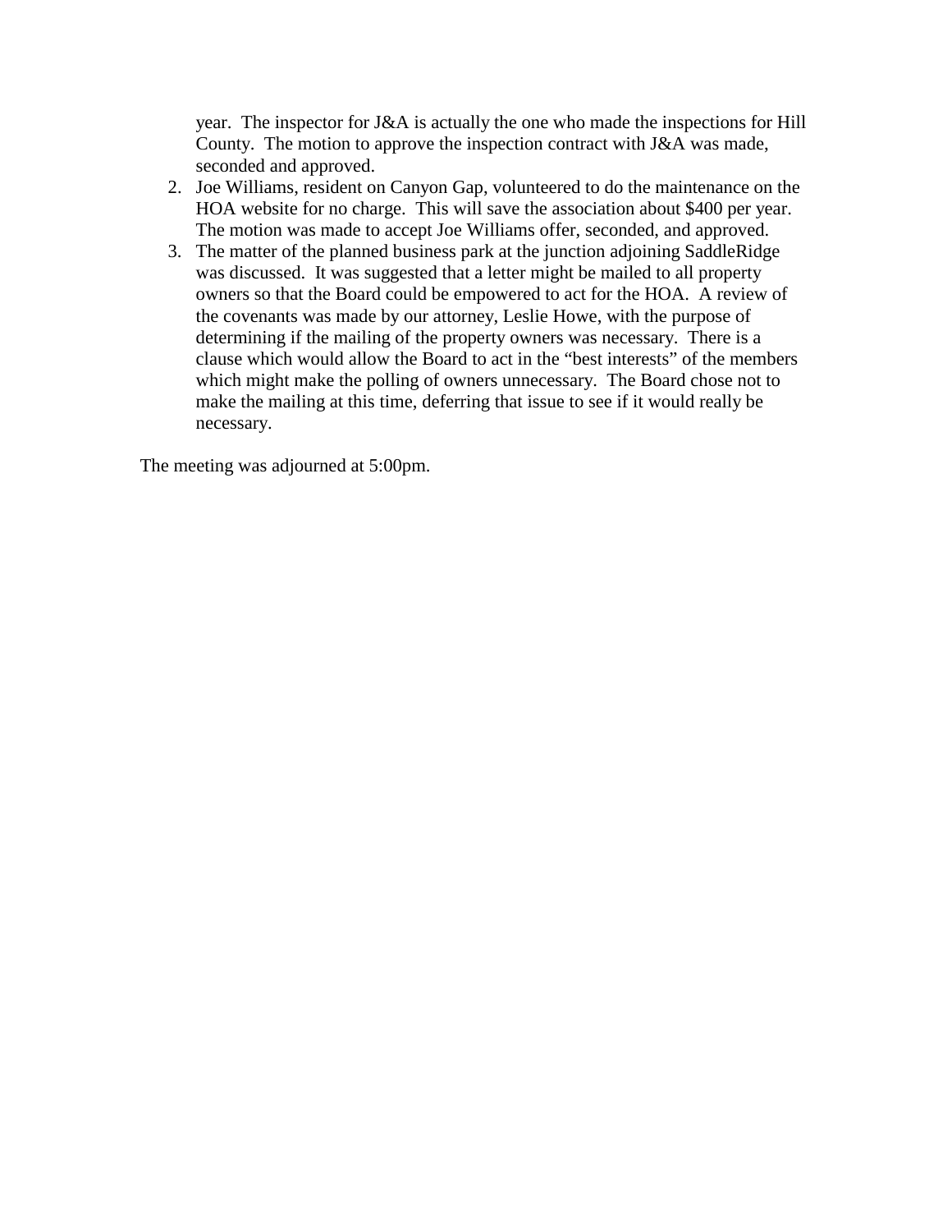year. The inspector for J&A is actually the one who made the inspections for Hill County. The motion to approve the inspection contract with J&A was made, seconded and approved.

2. Joe Williams, resident on Canyon Gap, volunteered to do the maintenance on the HOA website for no charge. This will save the association about $400 per year. The motion was made to accept Joe Williams offer, seconded, and approved.
3. The matter of the planned business park at the junction adjoining SaddleRidge was discussed. It was suggested that a letter might be mailed to all property owners so that the Board could be empowered to act for the HOA. A review of the covenants was made by our attorney, Leslie Howe, with the purpose of determining if the mailing of the property owners was necessary. There is a clause which would allow the Board to act in the "best interests" of the members which might make the polling of owners unnecessary. The Board chose not to make the mailing at this time, deferring that issue to see if it would really be necessary.

The meeting was adjourned at 5:00pm.